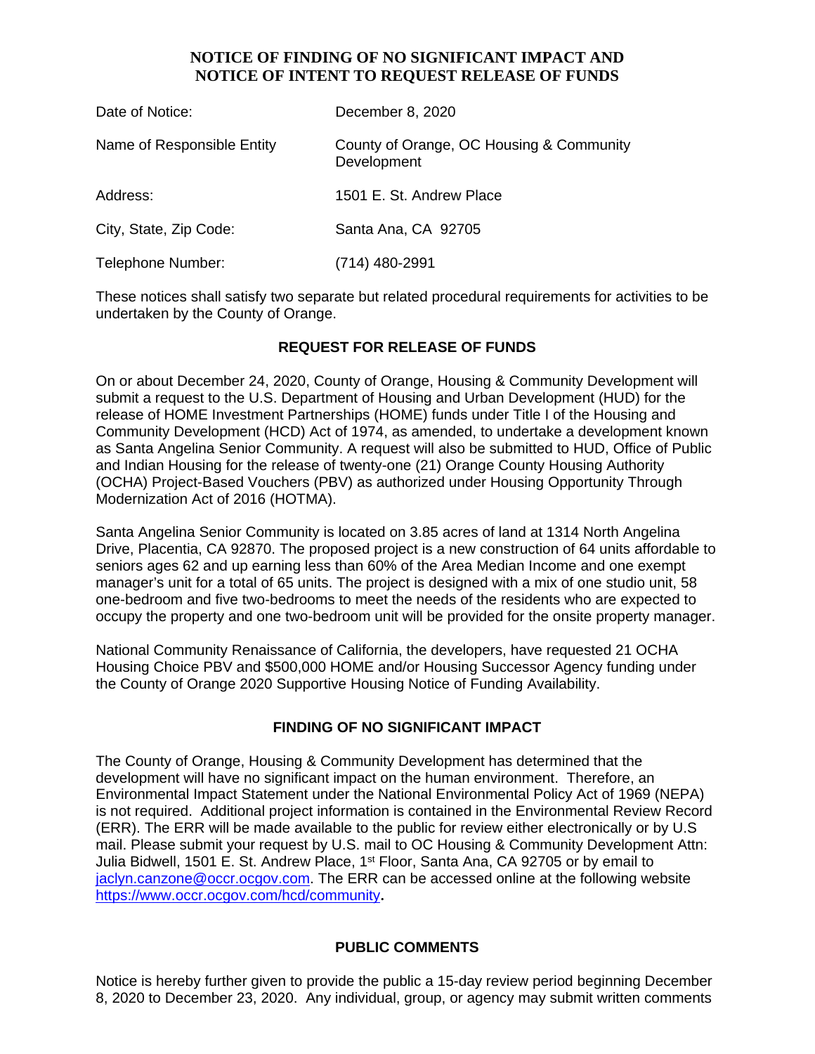# NOTICE OF FINDING OF NO SIGNIFICANT IMPACT AND NOTICE OF INTENT TO REQUEST RELEASE OF FUNDS

| | |
|---|---|
| Date of Notice: | December 8, 2020 |
| Name of Responsible Entity | County of Orange, OC Housing & Community Development |
| Address: | 1501 E. St. Andrew Place |
| City, State, Zip Code: | Santa Ana, CA 92705 |
| Telephone Number: | (714) 480-2991 |

These notices shall satisfy two separate but related procedural requirements for activities to be undertaken by the County of Orange.

## REQUEST FOR RELEASE OF FUNDS

On or about December 24, 2020, County of Orange, Housing & Community Development will submit a request to the U.S. Department of Housing and Urban Development (HUD) for the release of HOME Investment Partnerships (HOME) funds under Title I of the Housing and Community Development (HCD) Act of 1974, as amended, to undertake a development known as Santa Angelina Senior Community. A request will also be submitted to HUD, Office of Public and Indian Housing for the release of twenty-one (21) Orange County Housing Authority (OCHA) Project-Based Vouchers (PBV) as authorized under Housing Opportunity Through Modernization Act of 2016 (HOTMA).

Santa Angelina Senior Community is located on 3.85 acres of land at 1314 North Angelina Drive, Placentia, CA 92870. The proposed project is a new construction of 64 units affordable to seniors ages 62 and up earning less than 60% of the Area Median Income and one exempt manager's unit for a total of 65 units. The project is designed with a mix of one studio unit, 58 one-bedroom and five two-bedrooms to meet the needs of the residents who are expected to occupy the property and one two-bedroom unit will be provided for the onsite property manager.

National Community Renaissance of California, the developers, have requested 21 OCHA Housing Choice PBV and $500,000 HOME and/or Housing Successor Agency funding under the County of Orange 2020 Supportive Housing Notice of Funding Availability.

## FINDING OF NO SIGNIFICANT IMPACT

The County of Orange, Housing & Community Development has determined that the development will have no significant impact on the human environment. Therefore, an Environmental Impact Statement under the National Environmental Policy Act of 1969 (NEPA) is not required. Additional project information is contained in the Environmental Review Record (ERR). The ERR will be made available to the public for review either electronically or by U.S mail. Please submit your request by U.S. mail to OC Housing & Community Development Attn: Julia Bidwell, 1501 E. St. Andrew Place, 1st Floor, Santa Ana, CA 92705 or by email to [jaclyn.canzone@occr.ocgov.com](mailto:jaclyn.canzone@occr.ocgov.com). The ERR can be accessed online at the following website [https://www.occr.ocgov.com/hcd/community](https://www.occr.ocgov.com/hcd/community).

## PUBLIC COMMENTS

Notice is hereby further given to provide the public a 15-day review period beginning December 8, 2020 to December 23, 2020. Any individual, group, or agency may submit written comments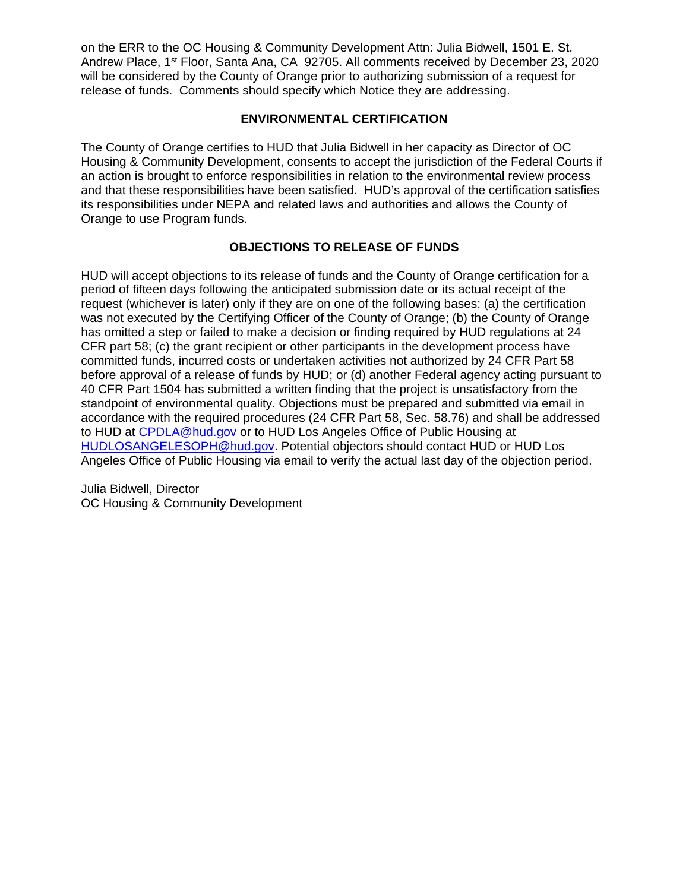on the ERR to the OC Housing & Community Development Attn: Julia Bidwell, 1501 E. St. Andrew Place, 1st Floor, Santa Ana, CA 92705. All comments received by December 23, 2020 will be considered by the County of Orange prior to authorizing submission of a request for release of funds. Comments should specify which Notice they are addressing.

## ENVIRONMENTAL CERTIFICATION

The County of Orange certifies to HUD that Julia Bidwell in her capacity as Director of OC Housing & Community Development, consents to accept the jurisdiction of the Federal Courts if an action is brought to enforce responsibilities in relation to the environmental review process and that these responsibilities have been satisfied. HUD's approval of the certification satisfies its responsibilities under NEPA and related laws and authorities and allows the County of Orange to use Program funds.

## OBJECTIONS TO RELEASE OF FUNDS

HUD will accept objections to its release of funds and the County of Orange certification for a period of fifteen days following the anticipated submission date or its actual receipt of the request (whichever is later) only if they are on one of the following bases: (a) the certification was not executed by the Certifying Officer of the County of Orange; (b) the County of Orange has omitted a step or failed to make a decision or finding required by HUD regulations at 24 CFR part 58; (c) the grant recipient or other participants in the development process have committed funds, incurred costs or undertaken activities not authorized by 24 CFR Part 58 before approval of a release of funds by HUD; or (d) another Federal agency acting pursuant to 40 CFR Part 1504 has submitted a written finding that the project is unsatisfactory from the standpoint of environmental quality. Objections must be prepared and submitted via email in accordance with the required procedures (24 CFR Part 58, Sec. 58.76) and shall be addressed to HUD at CPDLA@hud.gov or to HUD Los Angeles Office of Public Housing at HUDLOSANGELESOPH@hud.gov. Potential objectors should contact HUD or HUD Los Angeles Office of Public Housing via email to verify the actual last day of the objection period.

Julia Bidwell, Director
OC Housing & Community Development